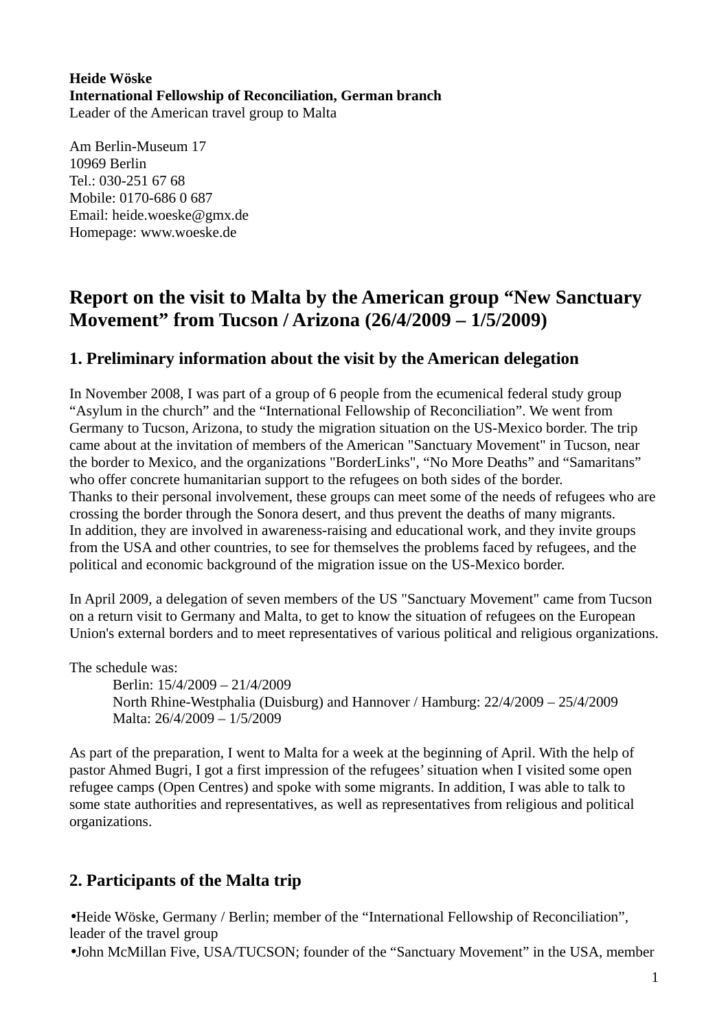**Heide Wöske**
**International Fellowship of Reconciliation, German branch**
Leader of the American travel group to Malta

Am Berlin-Museum 17
10969 Berlin
Tel.: 030-251 67 68
Mobile: 0170-686 0 687
Email: heide.woeske@gmx.de
Homepage: www.woeske.de

# Report on the visit to Malta by the American group "New Sanctuary Movement" from Tucson / Arizona (26/4/2009 – 1/5/2009)

## 1. Preliminary information about the visit by the American delegation

In November 2008, I was part of a group of 6 people from the ecumenical federal study group "Asylum in the church" and the "International Fellowship of Reconciliation". We went from Germany to Tucson, Arizona, to study the migration situation on the US-Mexico border. The trip came about at the invitation of members of the American "Sanctuary Movement" in Tucson, near the border to Mexico, and the organizations "BorderLinks", "No More Deaths" and "Samaritans" who offer concrete humanitarian support to the refugees on both sides of the border.
Thanks to their personal involvement, these groups can meet some of the needs of refugees who are crossing the border through the Sonora desert, and thus prevent the deaths of many migrants.
In addition, they are involved in awareness-raising and educational work, and they invite groups from the USA and other countries, to see for themselves the problems faced by refugees, and the political and economic background of the migration issue on the US-Mexico border.

In April 2009, a delegation of seven members of the US "Sanctuary Movement" came from Tucson on a return visit to Germany and Malta, to get to know the situation of refugees on the European Union's external borders and to meet representatives of various political and religious organizations.

The schedule was:

Berlin: 15/4/2009 – 21/4/2009
North Rhine-Westphalia (Duisburg) and Hannover / Hamburg: 22/4/2009 – 25/4/2009
Malta: 26/4/2009 – 1/5/2009

As part of the preparation, I went to Malta for a week at the beginning of April. With the help of pastor Ahmed Bugri, I got a first impression of the refugees' situation when I visited some open refugee camps (Open Centres) and spoke with some migrants. In addition, I was able to talk to some state authorities and representatives, as well as representatives from religious and political organizations.

## 2. Participants of the Malta trip

- Heide Wöske, Germany / Berlin; member of the "International Fellowship of Reconciliation", leader of the travel group
- John McMillan Five, USA/TUCSON; founder of the "Sanctuary Movement" in the USA, member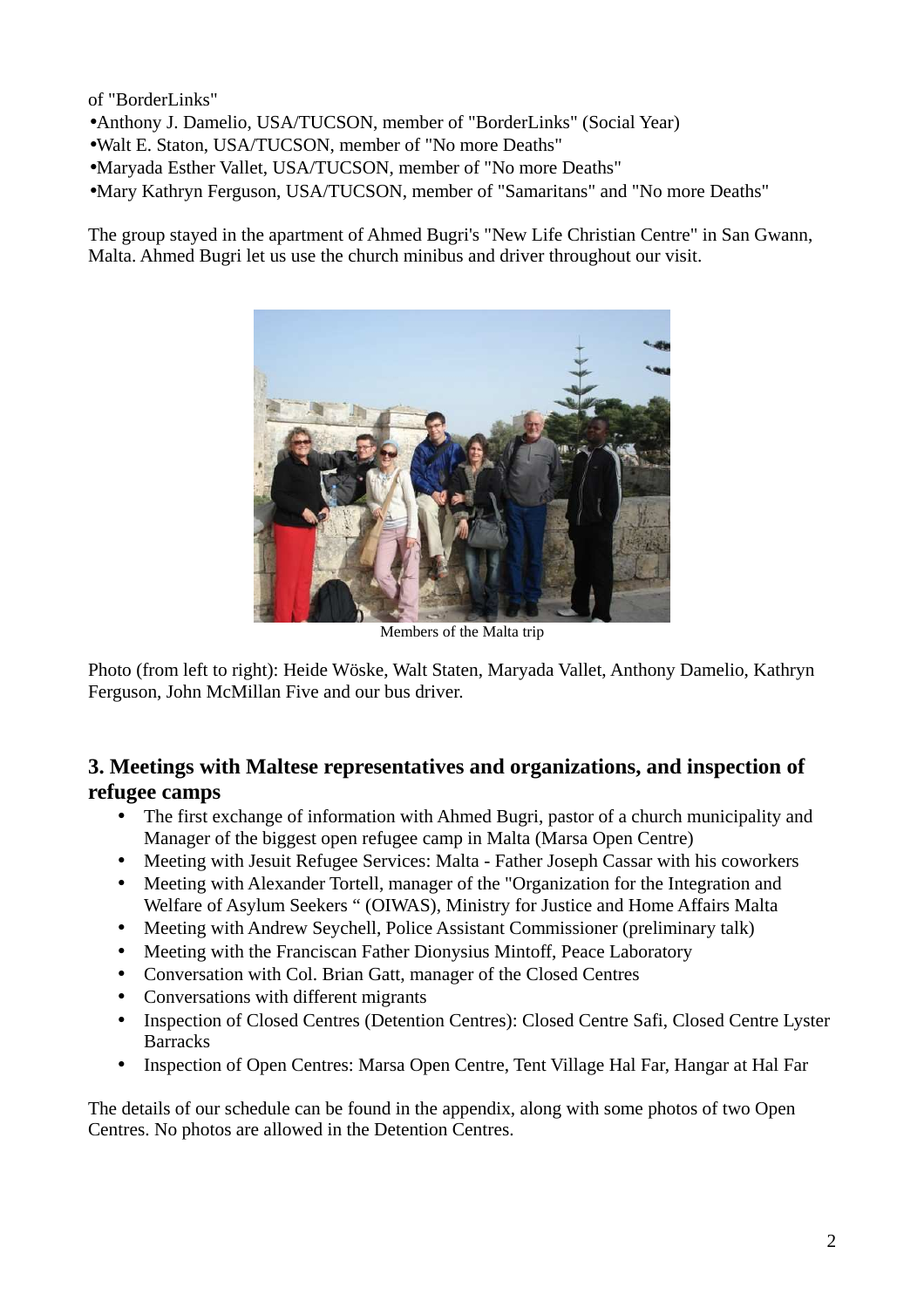of "BorderLinks"

- Anthony J. Damelio, USA/TUCSON, member of "BorderLinks" (Social Year)
- Walt E. Staton, USA/TUCSON, member of "No more Deaths"
- Maryada Esther Vallet, USA/TUCSON, member of "No more Deaths"
- Mary Kathryn Ferguson, USA/TUCSON, member of "Samaritans" and "No more Deaths"

The group stayed in the apartment of Ahmed Bugri's "New Life Christian Centre" in San Gwann, Malta. Ahmed Bugri let us use the church minibus and driver throughout our visit.

Members of the Malta trip

Photo (from left to right): Heide Wöske, Walt Staten, Maryada Vallet, Anthony Damelio, Kathryn Ferguson, John McMillan Five and our bus driver.

## 3. Meetings with Maltese representatives and organizations, and inspection of refugee camps

- The first exchange of information with Ahmed Bugri, pastor of a church municipality and Manager of the biggest open refugee camp in Malta (Marsa Open Centre)
- Meeting with Jesuit Refugee Services: Malta - Father Joseph Cassar with his coworkers
- Meeting with Alexander Tortell, manager of the "Organization for the Integration and Welfare of Asylum Seekers " (OIWAS), Ministry for Justice and Home Affairs Malta
- Meeting with Andrew Seychell, Police Assistant Commissioner (preliminary talk)
- Meeting with the Franciscan Father Dionysius Mintoff, Peace Laboratory
- Conversation with Col. Brian Gatt, manager of the Closed Centres
- Conversations with different migrants
- Inspection of Closed Centres (Detention Centres): Closed Centre Safi, Closed Centre Lyster Barracks
- Inspection of Open Centres: Marsa Open Centre, Tent Village Hal Far, Hangar at Hal Far

The details of our schedule can be found in the appendix, along with some photos of two Open Centres. No photos are allowed in the Detention Centres.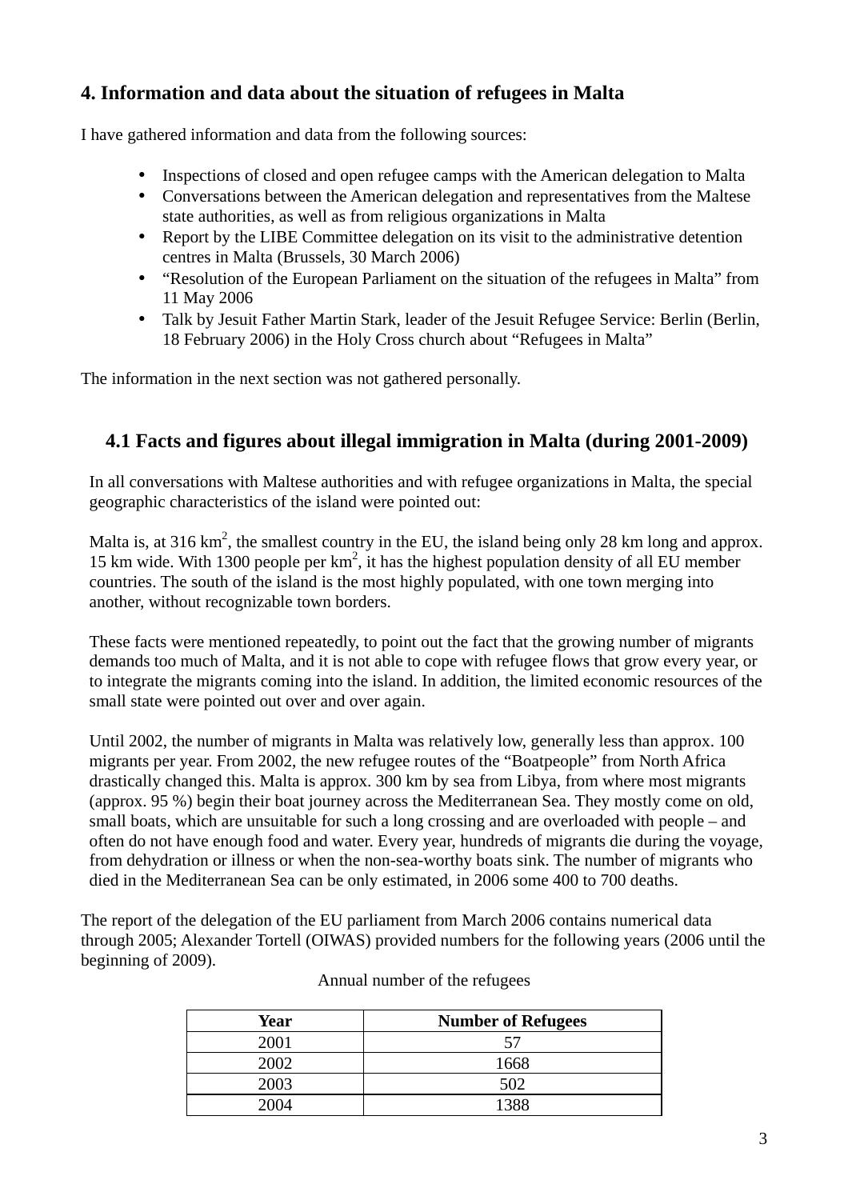## 4. Information and data about the situation of refugees in Malta

I have gathered information and data from the following sources:

- Inspections of closed and open refugee camps with the American delegation to Malta
- Conversations between the American delegation and representatives from the Maltese state authorities, as well as from religious organizations in Malta
- Report by the LIBE Committee delegation on its visit to the administrative detention centres in Malta (Brussels, 30 March 2006)
- “Resolution of the European Parliament on the situation of the refugees in Malta” from 11 May 2006
- Talk by Jesuit Father Martin Stark, leader of the Jesuit Refugee Service: Berlin (Berlin, 18 February 2006) in the Holy Cross church about “Refugees in Malta”

The information in the next section was not gathered personally.

### 4.1 Facts and figures about illegal immigration in Malta (during 2001-2009)

In all conversations with Maltese authorities and with refugee organizations in Malta, the special geographic characteristics of the island were pointed out:

Malta is, at 316 $km^2$, the smallest country in the EU, the island being only 28 km long and approx. 15 km wide. With 1300 people per $km^2$, it has the highest population density of all EU member countries. The south of the island is the most highly populated, with one town merging into another, without recognizable town borders.

These facts were mentioned repeatedly, to point out the fact that the growing number of migrants demands too much of Malta, and it is not able to cope with refugee flows that grow every year, or to integrate the migrants coming into the island. In addition, the limited economic resources of the small state were pointed out over and over again.

Until 2002, the number of migrants in Malta was relatively low, generally less than approx. 100 migrants per year. From 2002, the new refugee routes of the “Boatpeople” from North Africa drastically changed this. Malta is approx. 300 km by sea from Libya, from where most migrants (approx. 95 %) begin their boat journey across the Mediterranean Sea. They mostly come on old, small boats, which are unsuitable for such a long crossing and are overloaded with people – and often do not have enough food and water. Every year, hundreds of migrants die during the voyage, from dehydration or illness or when the non-sea-worthy boats sink. The number of migrants who died in the Mediterranean Sea can be only estimated, in 2006 some 400 to 700 deaths.

The report of the delegation of the EU parliament from March 2006 contains numerical data through 2005; Alexander Tortell (OIWAS) provided numbers for the following years (2006 until the beginning of 2009).

Annual number of the refugees

| Year | Number of Refugees |
|---|---|
| 2001 | 57 |
| 2002 | 1668 |
| 2003 | 502 |
| 2004 | 1388 |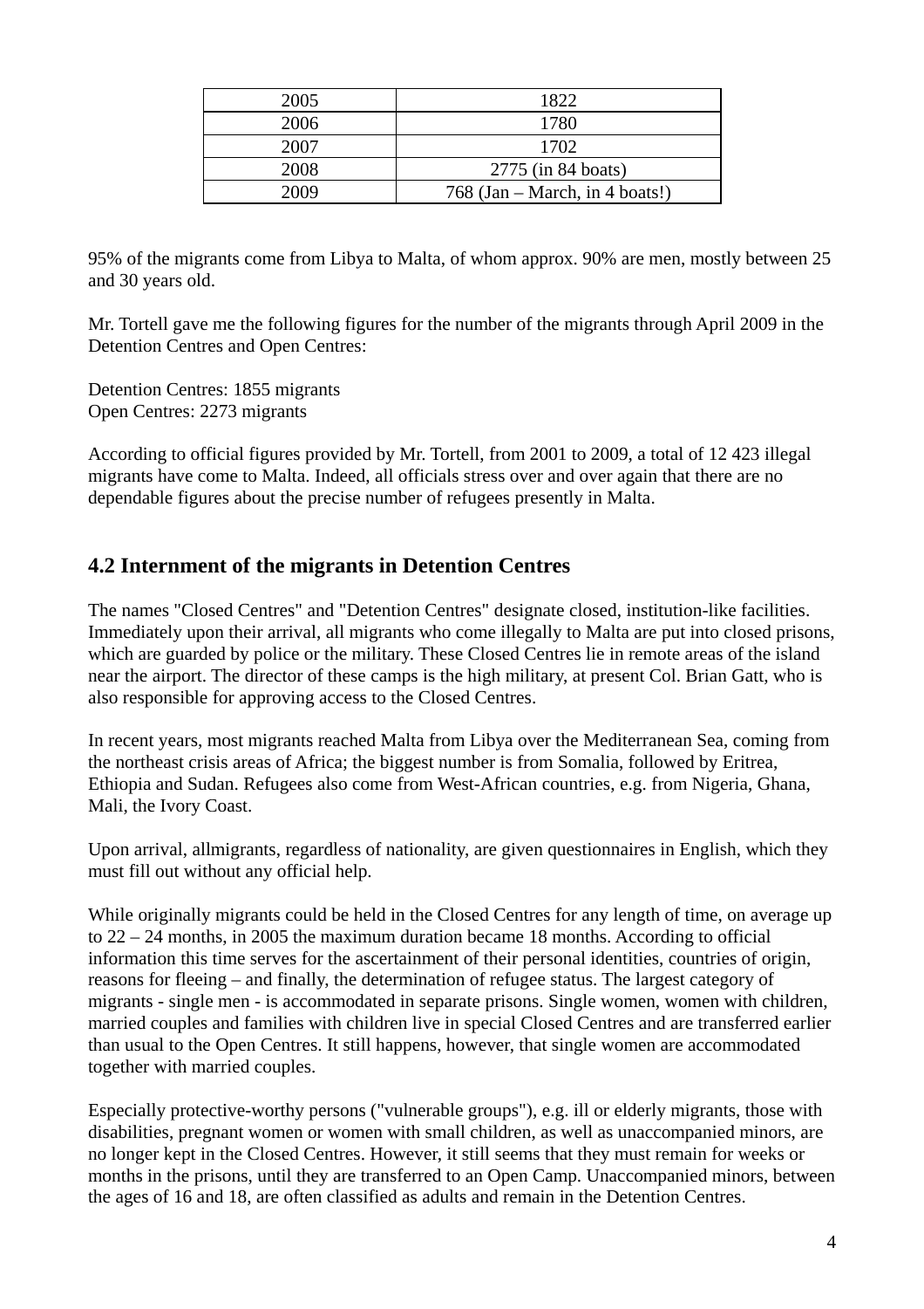| 2005 | 1822 |
| --- | --- |
| 2006 | 1780 |
| 2007 | 1702 |
| 2008 | 2775 (in 84 boats) |
| 2009 | 768 (Jan – March, in 4 boats!) |

95% of the migrants come from Libya to Malta, of whom approx. 90% are men, mostly between 25 and 30 years old.

Mr. Tortell gave me the following figures for the number of the migrants through April 2009 in the Detention Centres and Open Centres:

Detention Centres: 1855 migrants
Open Centres: 2273 migrants

According to official figures provided by Mr. Tortell, from 2001 to 2009, a total of 12 423 illegal migrants have come to Malta. Indeed, all officials stress over and over again that there are no dependable figures about the precise number of refugees presently in Malta.

## 4.2 Internment of the migrants in Detention Centres

The names "Closed Centres" and "Detention Centres" designate closed, institution-like facilities. Immediately upon their arrival, all migrants who come illegally to Malta are put into closed prisons, which are guarded by police or the military. These Closed Centres lie in remote areas of the island near the airport. The director of these camps is the high military, at present Col. Brian Gatt, who is also responsible for approving access to the Closed Centres.

In recent years, most migrants reached Malta from Libya over the Mediterranean Sea, coming from the northeast crisis areas of Africa; the biggest number is from Somalia, followed by Eritrea, Ethiopia and Sudan. Refugees also come from West-African countries, e.g. from Nigeria, Ghana, Mali, the Ivory Coast.

Upon arrival, allmigrants, regardless of nationality, are given questionnaires in English, which they must fill out without any official help.

While originally migrants could be held in the Closed Centres for any length of time, on average up to 22 – 24 months, in 2005 the maximum duration became 18 months. According to official information this time serves for the ascertainment of their personal identities, countries of origin, reasons for fleeing – and finally, the determination of refugee status. The largest category of migrants - single men - is accommodated in separate prisons. Single women, women with children, married couples and families with children live in special Closed Centres and are transferred earlier than usual to the Open Centres. It still happens, however, that single women are accommodated together with married couples.

Especially protective-worthy persons ("vulnerable groups"), e.g. ill or elderly migrants, those with disabilities, pregnant women or women with small children, as well as unaccompanied minors, are no longer kept in the Closed Centres. However, it still seems that they must remain for weeks or months in the prisons, until they are transferred to an Open Camp. Unaccompanied minors, between the ages of 16 and 18, are often classified as adults and remain in the Detention Centres.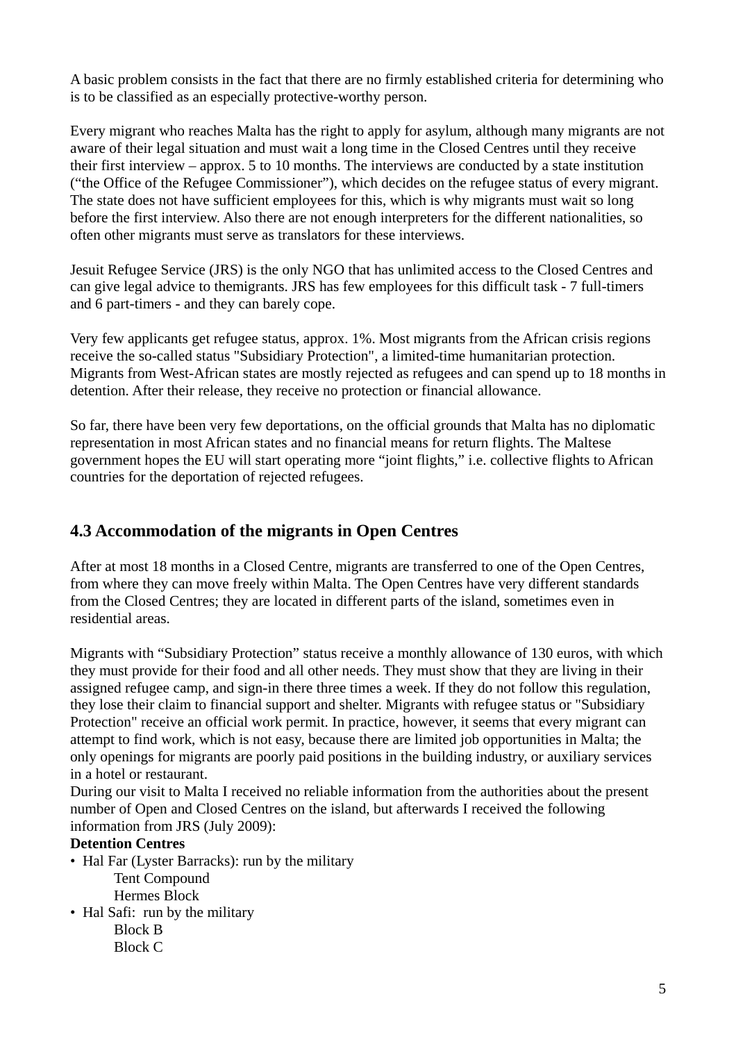A basic problem consists in the fact that there are no firmly established criteria for determining who is to be classified as an especially protective-worthy person.

Every migrant who reaches Malta has the right to apply for asylum, although many migrants are not aware of their legal situation and must wait a long time in the Closed Centres until they receive their first interview – approx. 5 to 10 months. The interviews are conducted by a state institution ("the Office of the Refugee Commissioner"), which decides on the refugee status of every migrant. The state does not have sufficient employees for this, which is why migrants must wait so long before the first interview. Also there are not enough interpreters for the different nationalities, so often other migrants must serve as translators for these interviews.

Jesuit Refugee Service (JRS) is the only NGO that has unlimited access to the Closed Centres and can give legal advice to themigrants. JRS has few employees for this difficult task - 7 full-timers and 6 part-timers - and they can barely cope.

Very few applicants get refugee status, approx. 1%. Most migrants from the African crisis regions receive the so-called status "Subsidiary Protection", a limited-time humanitarian protection. Migrants from West-African states are mostly rejected as refugees and can spend up to 18 months in detention. After their release, they receive no protection or financial allowance.

So far, there have been very few deportations, on the official grounds that Malta has no diplomatic representation in most African states and no financial means for return flights. The Maltese government hopes the EU will start operating more "joint flights," i.e. collective flights to African countries for the deportation of rejected refugees.

## 4.3 Accommodation of the migrants in Open Centres

After at most 18 months in a Closed Centre, migrants are transferred to one of the Open Centres, from where they can move freely within Malta. The Open Centres have very different standards from the Closed Centres; they are located in different parts of the island, sometimes even in residential areas.

Migrants with "Subsidiary Protection" status receive a monthly allowance of 130 euros, with which they must provide for their food and all other needs. They must show that they are living in their assigned refugee camp, and sign-in there three times a week. If they do not follow this regulation, they lose their claim to financial support and shelter. Migrants with refugee status or "Subsidiary Protection" receive an official work permit. In practice, however, it seems that every migrant can attempt to find work, which is not easy, because there are limited job opportunities in Malta; the only openings for migrants are poorly paid positions in the building industry, or auxiliary services in a hotel or restaurant.

During our visit to Malta I received no reliable information from the authorities about the present number of Open and Closed Centres on the island, but afterwards I received the following information from JRS (July 2009):

**Detention Centres**

- Hal Far (Lyster Barracks): run by the military
  - Tent Compound
  - Hermes Block
- Hal Safi: run by the military
  - Block B
  - Block C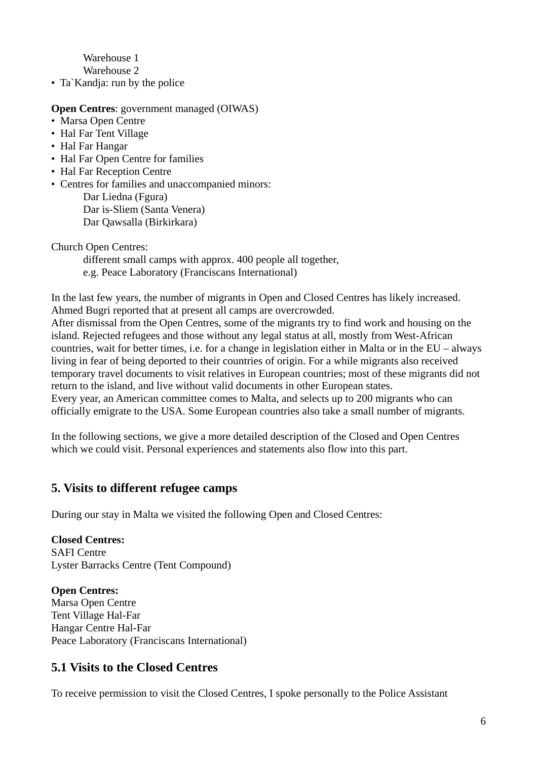Warehouse 1
Warehouse 2

- Ta`Kandja: run by the police

**Open Centres**: government managed (OIWAS)

- Marsa Open Centre
- Hal Far Tent Village
- Hal Far Hangar
- Hal Far Open Centre for families
- Hal Far Reception Centre
- Centres for families and unaccompanied minors:
  - Dar Liedna (Fgura)
  - Dar is-Sliem (Santa Venera)
  - Dar Qawsalla (Birkirkara)

Church Open Centres:

different small camps with approx. 400 people all together,
e.g. Peace Laboratory (Franciscans International)

In the last few years, the number of migrants in Open and Closed Centres has likely increased. Ahmed Bugri reported that at present all camps are overcrowded.
After dismissal from the Open Centres, some of the migrants try to find work and housing on the island. Rejected refugees and those without any legal status at all, mostly from West-African countries, wait for better times, i.e. for a change in legislation either in Malta or in the EU – always living in fear of being deported to their countries of origin. For a while migrants also received temporary travel documents to visit relatives in European countries; most of these migrants did not return to the island, and live without valid documents in other European states.
Every year, an American committee comes to Malta, and selects up to 200 migrants who can officially emigrate to the USA. Some European countries also take a small number of migrants.

In the following sections, we give a more detailed description of the Closed and Open Centres which we could visit. Personal experiences and statements also flow into this part.

## 5. Visits to different refugee camps

During our stay in Malta we visited the following Open and Closed Centres:

**Closed Centres:**
SAFI Centre
Lyster Barracks Centre (Tent Compound)

**Open Centres:**
Marsa Open Centre
Tent Village Hal-Far
Hangar Centre Hal-Far
Peace Laboratory (Franciscans International)

### 5.1 Visits to the Closed Centres

To receive permission to visit the Closed Centres, I spoke personally to the Police Assistant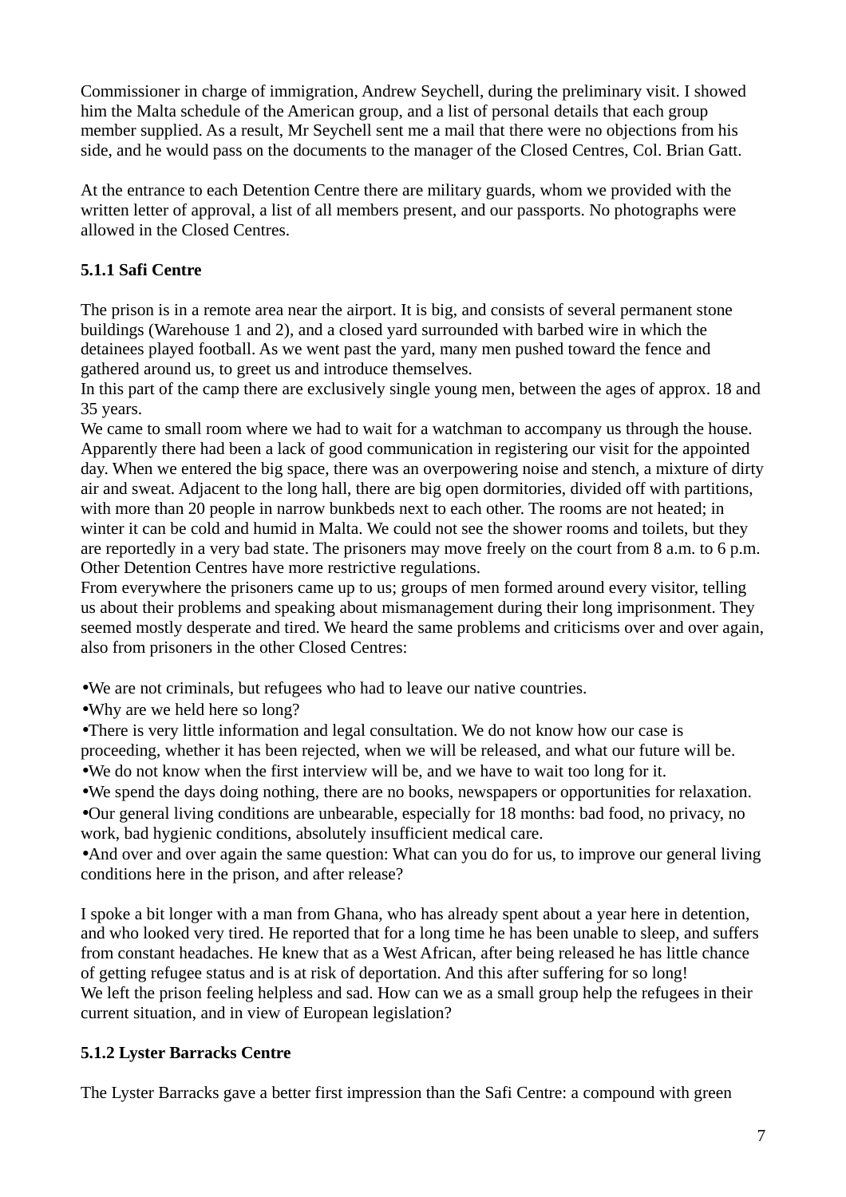Commissioner in charge of immigration, Andrew Seychell, during the preliminary visit. I showed him the Malta schedule of the American group, and a list of personal details that each group member supplied. As a result, Mr Seychell sent me a mail that there were no objections from his side, and he would pass on the documents to the manager of the Closed Centres, Col. Brian Gatt.

At the entrance to each Detention Centre there are military guards, whom we provided with the written letter of approval, a list of all members present, and our passports. No photographs were allowed in the Closed Centres.

### 5.1.1 Safi Centre

The prison is in a remote area near the airport. It is big, and consists of several permanent stone buildings (Warehouse 1 and 2), and a closed yard surrounded with barbed wire in which the detainees played football. As we went past the yard, many men pushed toward the fence and gathered around us, to greet us and introduce themselves.

In this part of the camp there are exclusively single young men, between the ages of approx. 18 and 35 years.

We came to small room where we had to wait for a watchman to accompany us through the house. Apparently there had been a lack of good communication in registering our visit for the appointed day. When we entered the big space, there was an overpowering noise and stench, a mixture of dirty air and sweat. Adjacent to the long hall, there are big open dormitories, divided off with partitions, with more than 20 people in narrow bunkbeds next to each other. The rooms are not heated; in winter it can be cold and humid in Malta. We could not see the shower rooms and toilets, but they are reportedly in a very bad state. The prisoners may move freely on the court from 8 a.m. to 6 p.m. Other Detention Centres have more restrictive regulations.

From everywhere the prisoners came up to us; groups of men formed around every visitor, telling us about their problems and speaking about mismanagement during their long imprisonment. They seemed mostly desperate and tired. We heard the same problems and criticisms over and over again, also from prisoners in the other Closed Centres:

- We are not criminals, but refugees who had to leave our native countries.
- Why are we held here so long?
- There is very little information and legal consultation. We do not know how our case is proceeding, whether it has been rejected, when we will be released, and what our future will be.
- We do not know when the first interview will be, and we have to wait too long for it.
- We spend the days doing nothing, there are no books, newspapers or opportunities for relaxation.
- Our general living conditions are unbearable, especially for 18 months: bad food, no privacy, no work, bad hygienic conditions, absolutely insufficient medical care.
- And over and over again the same question: What can you do for us, to improve our general living conditions here in the prison, and after release?

I spoke a bit longer with a man from Ghana, who has already spent about a year here in detention, and who looked very tired. He reported that for a long time he has been unable to sleep, and suffers from constant headaches. He knew that as a West African, after being released he has little chance of getting refugee status and is at risk of deportation. And this after suffering for so long!

We left the prison feeling helpless and sad. How can we as a small group help the refugees in their current situation, and in view of European legislation?

### 5.1.2 Lyster Barracks Centre

The Lyster Barracks gave a better first impression than the Safi Centre: a compound with green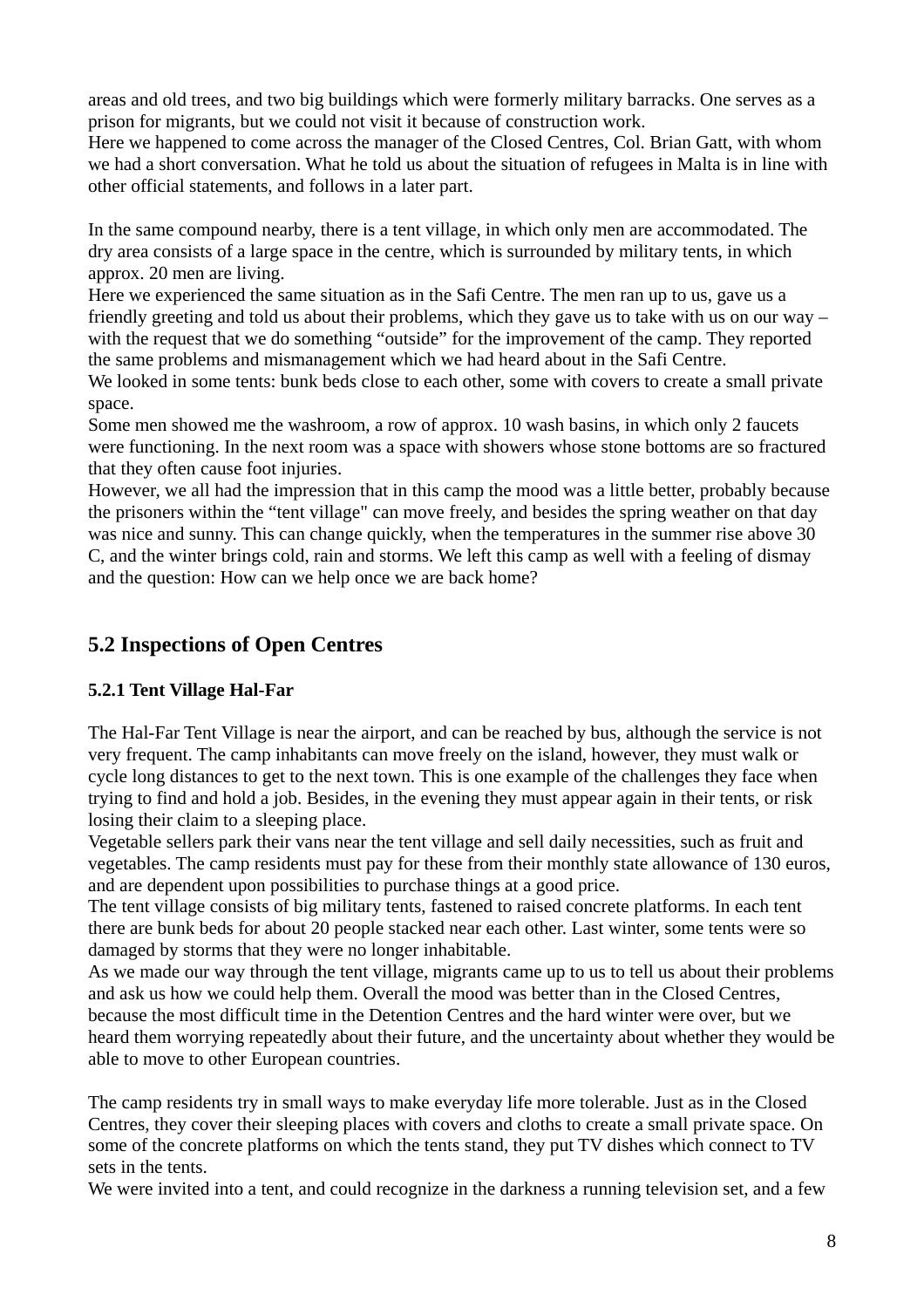areas and old trees, and two big buildings which were formerly military barracks. One serves as a prison for migrants, but we could not visit it because of construction work.
Here we happened to come across the manager of the Closed Centres, Col. Brian Gatt, with whom we had a short conversation. What he told us about the situation of refugees in Malta is in line with other official statements, and follows in a later part.

In the same compound nearby, there is a tent village, in which only men are accommodated. The dry area consists of a large space in the centre, which is surrounded by military tents, in which approx. 20 men are living.
Here we experienced the same situation as in the Safi Centre. The men ran up to us, gave us a friendly greeting and told us about their problems, which they gave us to take with us on our way – with the request that we do something "outside" for the improvement of the camp. They reported the same problems and mismanagement which we had heard about in the Safi Centre.
We looked in some tents: bunk beds close to each other, some with covers to create a small private space.
Some men showed me the washroom, a row of approx. 10 wash basins, in which only 2 faucets were functioning. In the next room was a space with showers whose stone bottoms are so fractured that they often cause foot injuries.
However, we all had the impression that in this camp the mood was a little better, probably because the prisoners within the "tent village" can move freely, and besides the spring weather on that day was nice and sunny. This can change quickly, when the temperatures in the summer rise above 30 C, and the winter brings cold, rain and storms. We left this camp as well with a feeling of dismay and the question: How can we help once we are back home?

## 5.2 Inspections of Open Centres

### 5.2.1 Tent Village Hal-Far

The Hal-Far Tent Village is near the airport, and can be reached by bus, although the service is not very frequent. The camp inhabitants can move freely on the island, however, they must walk or cycle long distances to get to the next town. This is one example of the challenges they face when trying to find and hold a job. Besides, in the evening they must appear again in their tents, or risk losing their claim to a sleeping place.
Vegetable sellers park their vans near the tent village and sell daily necessities, such as fruit and vegetables. The camp residents must pay for these from their monthly state allowance of 130 euros, and are dependent upon possibilities to purchase things at a good price.
The tent village consists of big military tents, fastened to raised concrete platforms. In each tent there are bunk beds for about 20 people stacked near each other. Last winter, some tents were so damaged by storms that they were no longer inhabitable.
As we made our way through the tent village, migrants came up to us to tell us about their problems and ask us how we could help them. Overall the mood was better than in the Closed Centres, because the most difficult time in the Detention Centres and the hard winter were over, but we heard them worrying repeatedly about their future, and the uncertainty about whether they would be able to move to other European countries.

The camp residents try in small ways to make everyday life more tolerable. Just as in the Closed Centres, they cover their sleeping places with covers and cloths to create a small private space. On some of the concrete platforms on which the tents stand, they put TV dishes which connect to TV sets in the tents.
We were invited into a tent, and could recognize in the darkness a running television set, and a few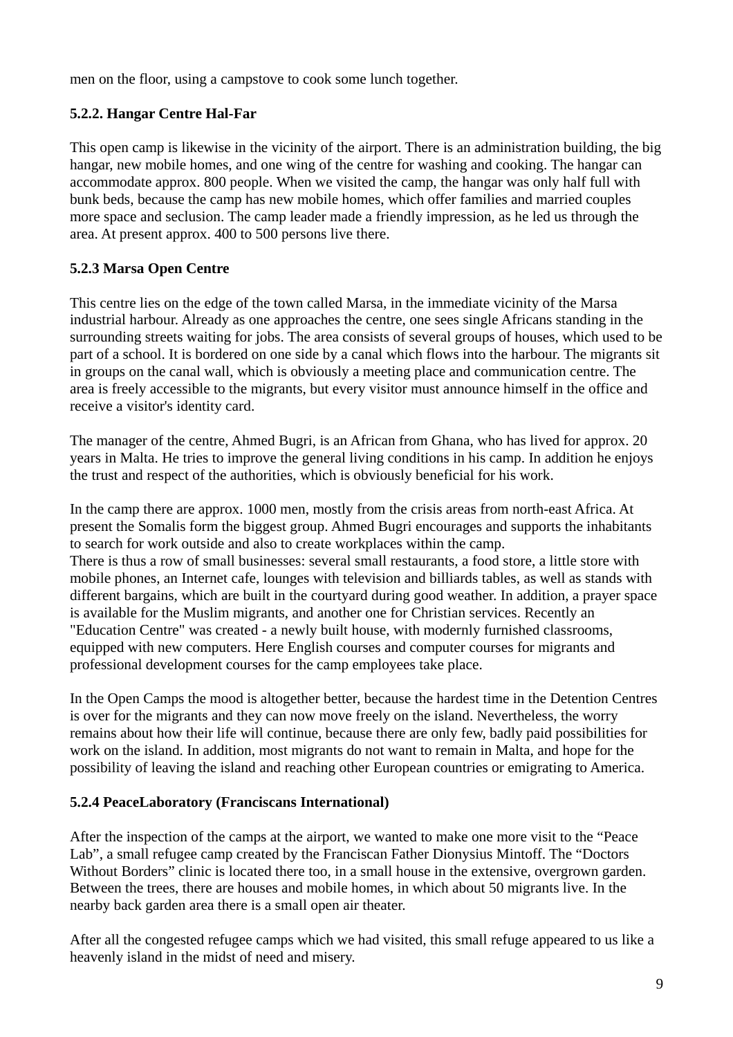men on the floor, using a campstove to cook some lunch together.

### 5.2.2. Hangar Centre Hal-Far

This open camp is likewise in the vicinity of the airport. There is an administration building, the big hangar, new mobile homes, and one wing of the centre for washing and cooking. The hangar can accommodate approx. 800 people. When we visited the camp, the hangar was only half full with bunk beds, because the camp has new mobile homes, which offer families and married couples more space and seclusion. The camp leader made a friendly impression, as he led us through the area. At present approx. 400 to 500 persons live there.

### 5.2.3 Marsa Open Centre

This centre lies on the edge of the town called Marsa, in the immediate vicinity of the Marsa industrial harbour. Already as one approaches the centre, one sees single Africans standing in the surrounding streets waiting for jobs. The area consists of several groups of houses, which used to be part of a school. It is bordered on one side by a canal which flows into the harbour. The migrants sit in groups on the canal wall, which is obviously a meeting place and communication centre. The area is freely accessible to the migrants, but every visitor must announce himself in the office and receive a visitor's identity card.

The manager of the centre, Ahmed Bugri, is an African from Ghana, who has lived for approx. 20 years in Malta. He tries to improve the general living conditions in his camp. In addition he enjoys the trust and respect of the authorities, which is obviously beneficial for his work.

In the camp there are approx. 1000 men, mostly from the crisis areas from north-east Africa. At present the Somalis form the biggest group. Ahmed Bugri encourages and supports the inhabitants to search for work outside and also to create workplaces within the camp.
There is thus a row of small businesses: several small restaurants, a food store, a little store with mobile phones, an Internet cafe, lounges with television and billiards tables, as well as stands with different bargains, which are built in the courtyard during good weather. In addition, a prayer space is available for the Muslim migrants, and another one for Christian services. Recently an "Education Centre" was created - a newly built house, with modernly furnished classrooms, equipped with new computers. Here English courses and computer courses for migrants and professional development courses for the camp employees take place.

In the Open Camps the mood is altogether better, because the hardest time in the Detention Centres is over for the migrants and they can now move freely on the island. Nevertheless, the worry remains about how their life will continue, because there are only few, badly paid possibilities for work on the island. In addition, most migrants do not want to remain in Malta, and hope for the possibility of leaving the island and reaching other European countries or emigrating to America.

### 5.2.4 PeaceLaboratory (Franciscans International)

After the inspection of the camps at the airport, we wanted to make one more visit to the “Peace Lab”, a small refugee camp created by the Franciscan Father Dionysius Mintoff. The “Doctors Without Borders” clinic is located there too, in a small house in the extensive, overgrown garden. Between the trees, there are houses and mobile homes, in which about 50 migrants live. In the nearby back garden area there is a small open air theater.

After all the congested refugee camps which we had visited, this small refuge appeared to us like a heavenly island in the midst of need and misery.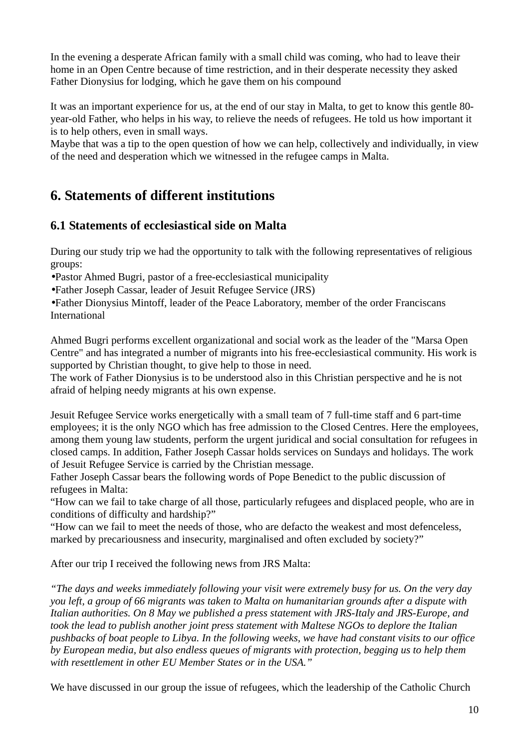In the evening a desperate African family with a small child was coming, who had to leave their home in an Open Centre because of time restriction, and in their desperate necessity they asked Father Dionysius for lodging, which he gave them on his compound

It was an important experience for us, at the end of our stay in Malta, to get to know this gentle 80-year-old Father, who helps in his way, to relieve the needs of refugees. He told us how important it is to help others, even in small ways.
Maybe that was a tip to the open question of how we can help, collectively and individually, in view of the need and desperation which we witnessed in the refugee camps in Malta.

## 6. Statements of different institutions

### 6.1 Statements of ecclesiastical side on Malta

During our study trip we had the opportunity to talk with the following representatives of religious groups:

- Pastor Ahmed Bugri, pastor of a free-ecclesiastical municipality
- Father Joseph Cassar, leader of Jesuit Refugee Service (JRS)
- Father Dionysius Mintoff, leader of the Peace Laboratory, member of the order Franciscans International

Ahmed Bugri performs excellent organizational and social work as the leader of the "Marsa Open Centre" and has integrated a number of migrants into his free-ecclesiastical community. His work is supported by Christian thought, to give help to those in need.
The work of Father Dionysius is to be understood also in this Christian perspective and he is not afraid of helping needy migrants at his own expense.

Jesuit Refugee Service works energetically with a small team of 7 full-time staff and 6 part-time employees; it is the only NGO which has free admission to the Closed Centres. Here the employees, among them young law students, perform the urgent juridical and social consultation for refugees in closed camps. In addition, Father Joseph Cassar holds services on Sundays and holidays. The work of Jesuit Refugee Service is carried by the Christian message.
Father Joseph Cassar bears the following words of Pope Benedict to the public discussion of refugees in Malta:
“How can we fail to take charge of all those, particularly refugees and displaced people, who are in conditions of difficulty and hardship?”
“How can we fail to meet the needs of those, who are defacto the weakest and most defenceless, marked by precariousness and insecurity, marginalised and often excluded by society?”

After our trip I received the following news from JRS Malta:

*“The days and weeks immediately following your visit were extremely busy for us. On the very day you left, a group of 66 migrants was taken to Malta on humanitarian grounds after a dispute with Italian authorities. On 8 May we published a press statement with JRS-Italy and JRS-Europe, and took the lead to publish another joint press statement with Maltese NGOs to deplore the Italian pushbacks of boat people to Libya. In the following weeks, we have had constant visits to our office by European media, but also endless queues of migrants with protection, begging us to help them with resettlement in other EU Member States or in the USA.”*

We have discussed in our group the issue of refugees, which the leadership of the Catholic Church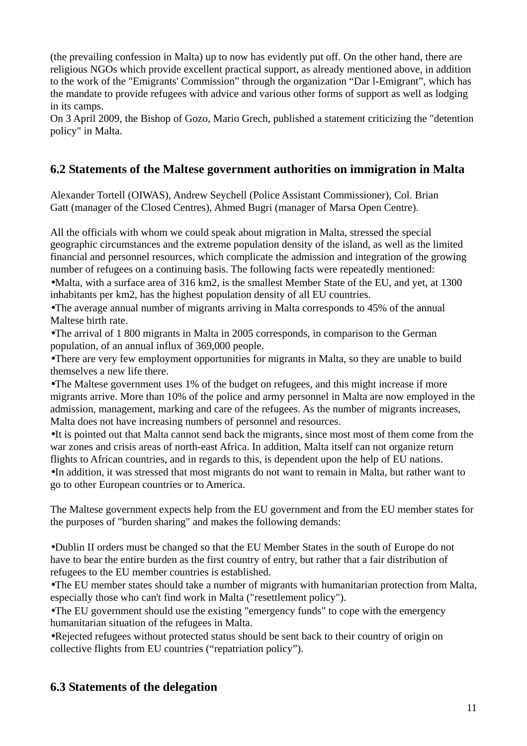(the prevailing confession in Malta) up to now has evidently put off. On the other hand, there are religious NGOs which provide excellent practical support, as already mentioned above, in addition to the work of the "Emigrants' Commission" through the organization "Dar l-Emigrant", which has the mandate to provide refugees with advice and various other forms of support as well as lodging in its camps.

On 3 April 2009, the Bishop of Gozo, Mario Grech, published a statement criticizing the "detention policy" in Malta.

## 6.2 Statements of the Maltese government authorities on immigration in Malta

Alexander Tortell (OIWAS), Andrew Seychell (Police Assistant Commissioner), Col. Brian Gatt (manager of the Closed Centres), Ahmed Bugri (manager of Marsa Open Centre).

All the officials with whom we could speak about migration in Malta, stressed the special geographic circumstances and the extreme population density of the island, as well as the limited financial and personnel resources, which complicate the admission and integration of the growing number of refugees on a continuing basis. The following facts were repeatedly mentioned:

- Malta, with a surface area of 316 km2, is the smallest Member State of the EU, and yet, at 1300 inhabitants per km2, has the highest population density of all EU countries.
- The average annual number of migrants arriving in Malta corresponds to 45% of the annual Maltese birth rate.
- The arrival of 1 800 migrants in Malta in 2005 corresponds, in comparison to the German population, of an annual influx of 369,000 people.
- There are very few employment opportunities for migrants in Malta, so they are unable to build themselves a new life there.
- The Maltese government uses 1% of the budget on refugees, and this might increase if more migrants arrive. More than 10% of the police and army personnel in Malta are now employed in the admission, management, marking and care of the refugees. As the number of migrants increases, Malta does not have increasing numbers of personnel and resources.
- It is pointed out that Malta cannot send back the migrants, since most most of them come from the war zones and crisis areas of north-east Africa. In addition, Malta itself can not organize return flights to African countries, and in regards to this, is dependent upon the help of EU nations.
- In addition, it was stressed that most migrants do not want to remain in Malta, but rather want to go to other European countries or to America.

The Maltese government expects help from the EU government and from the EU member states for the purposes of "burden sharing" and makes the following demands:

- Dublin II orders must be changed so that the EU Member States in the south of Europe do not have to bear the entire burden as the first country of entry, but rather that a fair distribution of refugees to the EU member countries is established.
- The EU member states should take a number of migrants with humanitarian protection from Malta, especially those who can't find work in Malta ("resettlement policy").
- The EU government should use the existing "emergency funds" to cope with the emergency humanitarian situation of the refugees in Malta.
- Rejected refugees without protected status should be sent back to their country of origin on collective flights from EU countries ("repatriation policy").

## 6.3 Statements of the delegation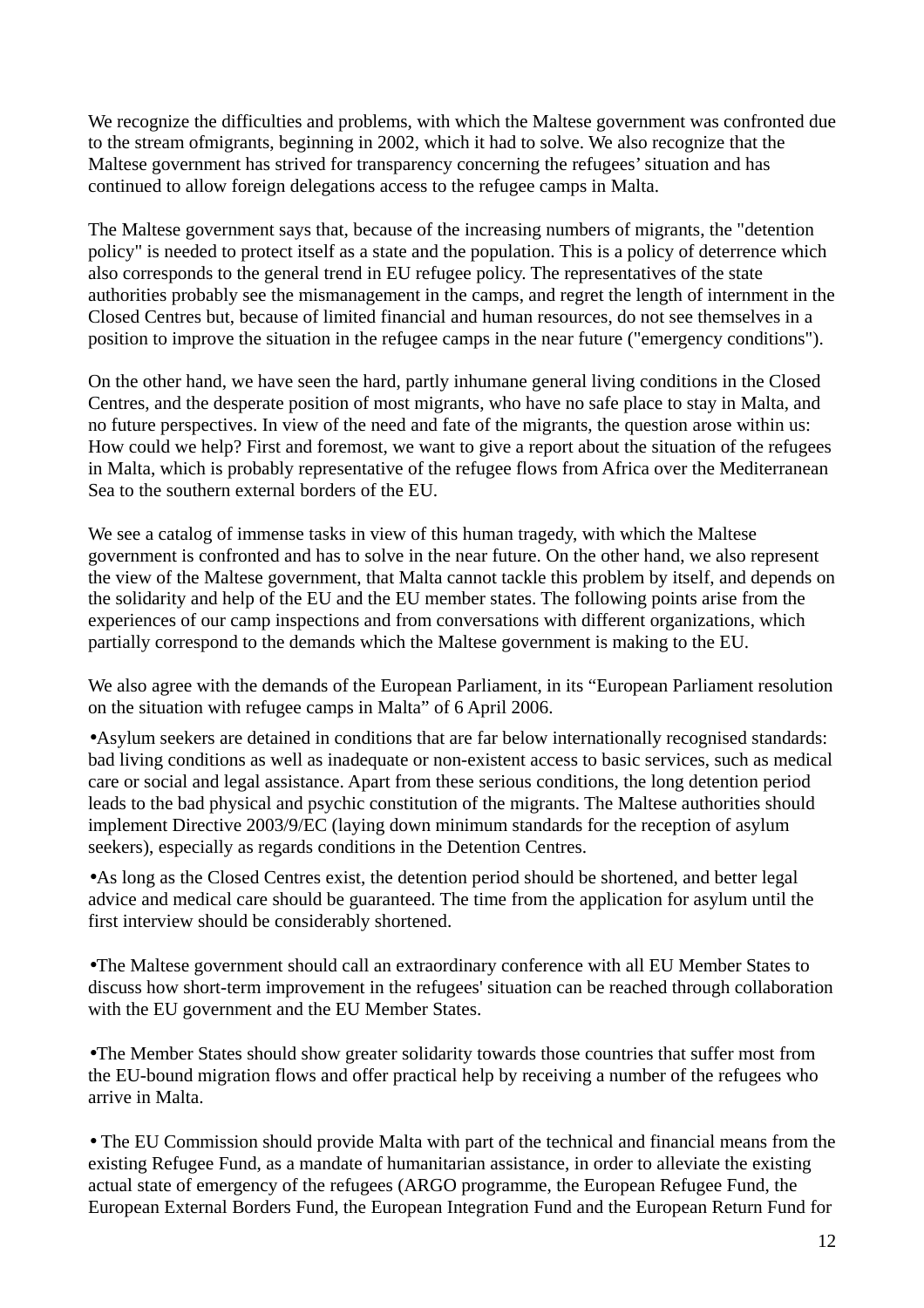We recognize the difficulties and problems, with which the Maltese government was confronted due to the stream ofmigrants, beginning in 2002, which it had to solve. We also recognize that the Maltese government has strived for transparency concerning the refugees' situation and has continued to allow foreign delegations access to the refugee camps in Malta.

The Maltese government says that, because of the increasing numbers of migrants, the "detention policy" is needed to protect itself as a state and the population. This is a policy of deterrence which also corresponds to the general trend in EU refugee policy. The representatives of the state authorities probably see the mismanagement in the camps, and regret the length of internment in the Closed Centres but, because of limited financial and human resources, do not see themselves in a position to improve the situation in the refugee camps in the near future ("emergency conditions").

On the other hand, we have seen the hard, partly inhumane general living conditions in the Closed Centres, and the desperate position of most migrants, who have no safe place to stay in Malta, and no future perspectives. In view of the need and fate of the migrants, the question arose within us: How could we help? First and foremost, we want to give a report about the situation of the refugees in Malta, which is probably representative of the refugee flows from Africa over the Mediterranean Sea to the southern external borders of the EU.

We see a catalog of immense tasks in view of this human tragedy, with which the Maltese government is confronted and has to solve in the near future. On the other hand, we also represent the view of the Maltese government, that Malta cannot tackle this problem by itself, and depends on the solidarity and help of the EU and the EU member states. The following points arise from the experiences of our camp inspections and from conversations with different organizations, which partially correspond to the demands which the Maltese government is making to the EU.

We also agree with the demands of the European Parliament, in its "European Parliament resolution on the situation with refugee camps in Malta" of 6 April 2006.

- Asylum seekers are detained in conditions that are far below internationally recognised standards: bad living conditions as well as inadequate or non-existent access to basic services, such as medical care or social and legal assistance. Apart from these serious conditions, the long detention period leads to the bad physical and psychic constitution of the migrants. The Maltese authorities should implement Directive 2003/9/EC (laying down minimum standards for the reception of asylum seekers), especially as regards conditions in the Detention Centres.

- As long as the Closed Centres exist, the detention period should be shortened, and better legal advice and medical care should be guaranteed. The time from the application for asylum until the first interview should be considerably shortened.

- The Maltese government should call an extraordinary conference with all EU Member States to discuss how short-term improvement in the refugees' situation can be reached through collaboration with the EU government and the EU Member States.

- The Member States should show greater solidarity towards those countries that suffer most from the EU-bound migration flows and offer practical help by receiving a number of the refugees who arrive in Malta.

- The EU Commission should provide Malta with part of the technical and financial means from the existing Refugee Fund, as a mandate of humanitarian assistance, in order to alleviate the existing actual state of emergency of the refugees (ARGO programme, the European Refugee Fund, the European External Borders Fund, the European Integration Fund and the European Return Fund for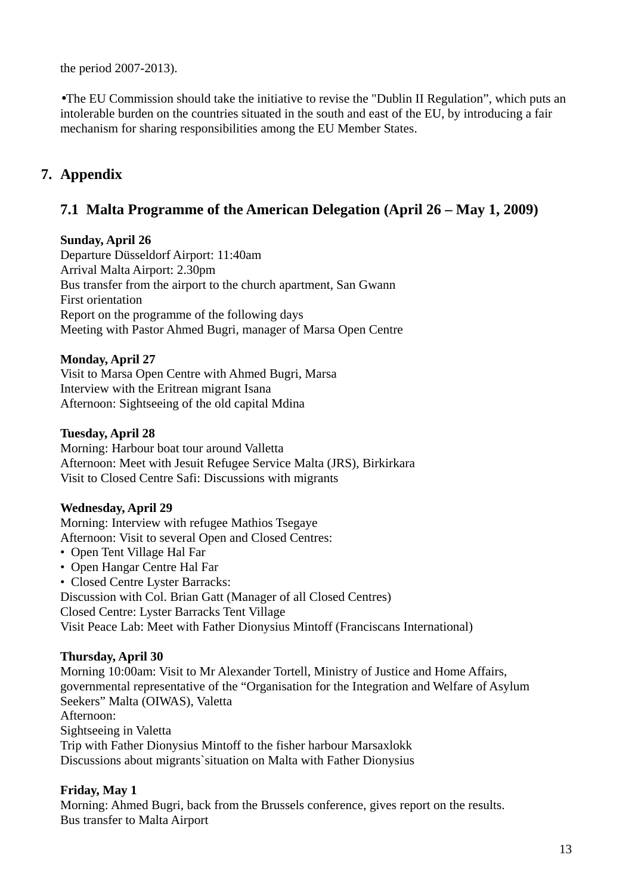the period 2007-2013).

- The EU Commission should take the initiative to revise the "Dublin II Regulation", which puts an intolerable burden on the countries situated in the south and east of the EU, by introducing a fair mechanism for sharing responsibilities among the EU Member States.

## 7. Appendix

### 7.1 Malta Programme of the American Delegation (April 26 – May 1, 2009)

**Sunday, April 26**
Departure Düsseldorf Airport: 11:40am
Arrival Malta Airport: 2.30pm
Bus transfer from the airport to the church apartment, San Gwann
First orientation
Report on the programme of the following days
Meeting with Pastor Ahmed Bugri, manager of Marsa Open Centre

**Monday, April 27**
Visit to Marsa Open Centre with Ahmed Bugri, Marsa
Interview with the Eritrean migrant Isana
Afternoon: Sightseeing of the old capital Mdina

**Tuesday, April 28**
Morning: Harbour boat tour around Valletta
Afternoon: Meet with Jesuit Refugee Service Malta (JRS), Birkirkara
Visit to Closed Centre Safi: Discussions with migrants

**Wednesday, April 29**
Morning: Interview with refugee Mathios Tsegaye
Afternoon: Visit to several Open and Closed Centres:
- Open Tent Village Hal Far
- Open Hangar Centre Hal Far
- Closed Centre Lyster Barracks:

Discussion with Col. Brian Gatt (Manager of all Closed Centres)
Closed Centre: Lyster Barracks Tent Village
Visit Peace Lab: Meet with Father Dionysius Mintoff (Franciscans International)

**Thursday, April 30**
Morning 10:00am: Visit to Mr Alexander Tortell, Ministry of Justice and Home Affairs, governmental representative of the "Organisation for the Integration and Welfare of Asylum Seekers" Malta (OIWAS), Valetta
Afternoon:
Sightseeing in Valetta
Trip with Father Dionysius Mintoff to the fisher harbour Marsaxlokk
Discussions about migrants`situation on Malta with Father Dionysius

**Friday, May 1**
Morning: Ahmed Bugri, back from the Brussels conference, gives report on the results.
Bus transfer to Malta Airport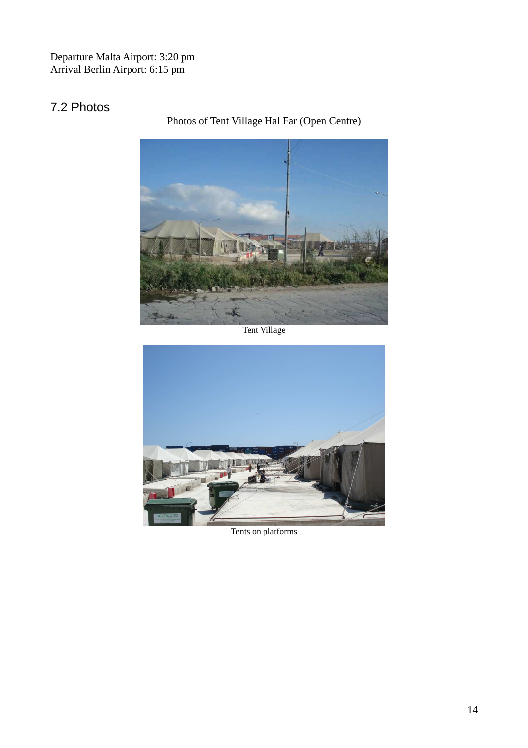Departure Malta Airport: 3:20 pm
Arrival Berlin Airport: 6:15 pm

## 7.2 Photos

Photos of Tent Village Hal Far (Open Centre)

Tent Village

Tents on platforms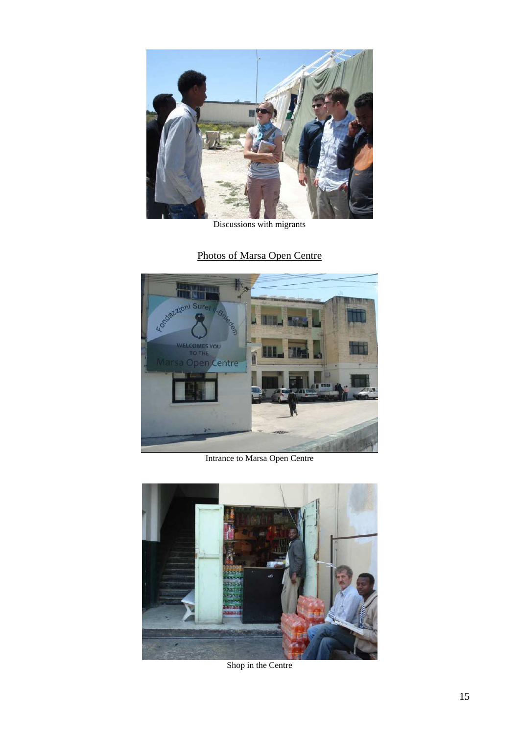Discussions with migrants

Photos of Marsa Open Centre

Intrance to Marsa Open Centre

Shop in the Centre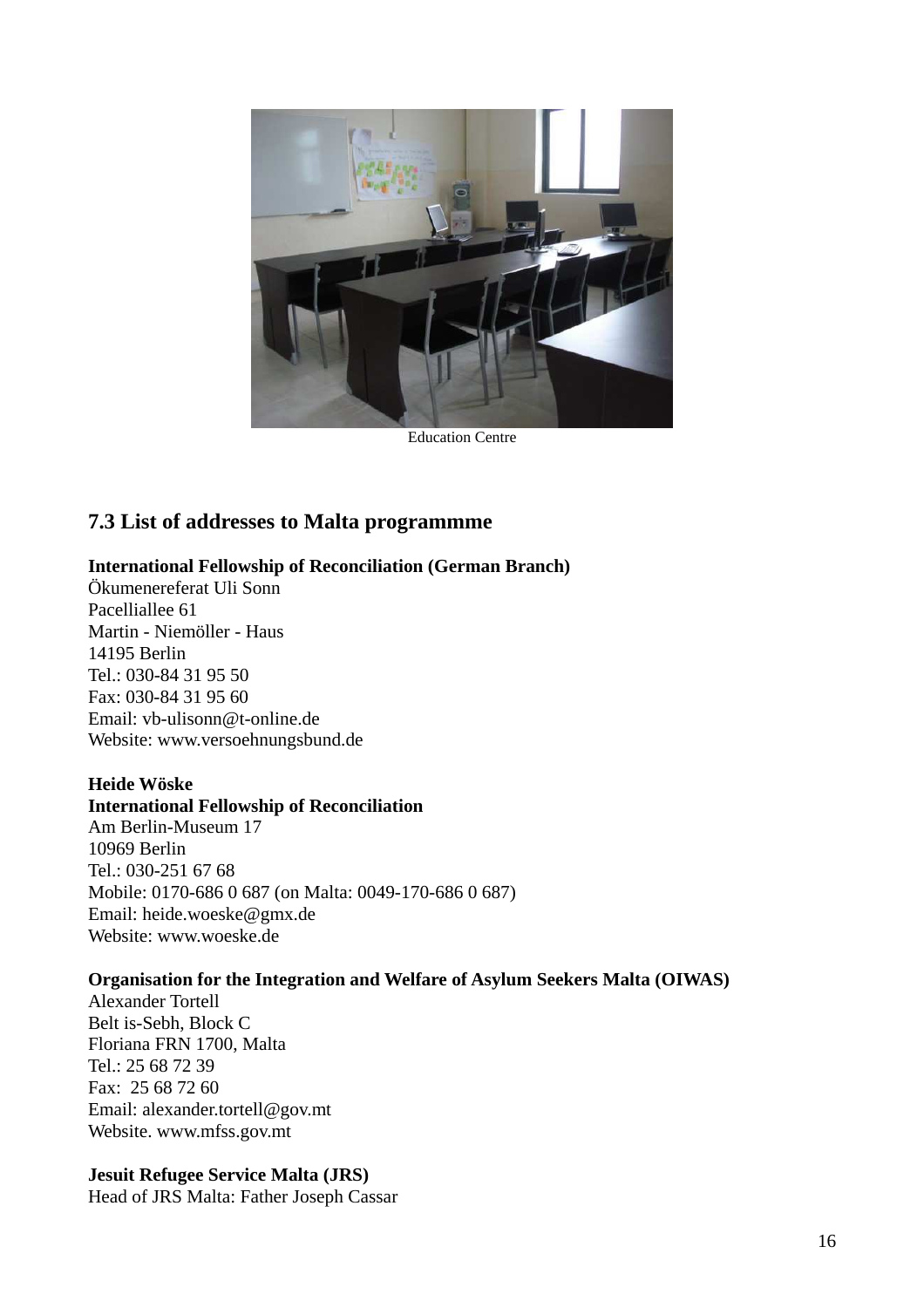Education Centre

## 7.3 List of addresses to Malta programmme

**International Fellowship of Reconciliation (German Branch)**
Ökumenereferat Uli Sonn
Pacelliallee 61
Martin - Niemöller - Haus
14195 Berlin
Tel.: 030-84 31 95 50
Fax: 030-84 31 95 60
Email: vb-ulisonn@t-online.de
Website: www.versoehnungsbund.de

**Heide Wöske**
**International Fellowship of Reconciliation**
Am Berlin-Museum 17
10969 Berlin
Tel.: 030-251 67 68
Mobile: 0170-686 0 687 (on Malta: 0049-170-686 0 687)
Email: heide.woeske@gmx.de
Website: www.woeske.de

**Organisation for the Integration and Welfare of Asylum Seekers Malta (OIWAS)**
Alexander Tortell
Belt is-Sebh, Block C
Floriana FRN 1700, Malta
Tel.: 25 68 72 39
Fax: 25 68 72 60
Email: alexander.tortell@gov.mt
Website. www.mfss.gov.mt

**Jesuit Refugee Service Malta (JRS)**
Head of JRS Malta: Father Joseph Cassar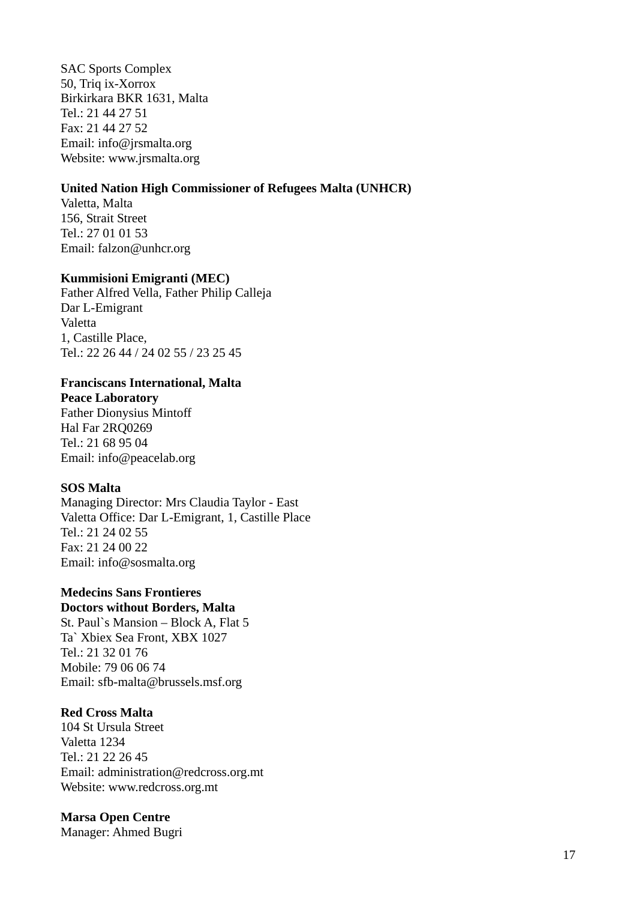SAC Sports Complex
50, Triq ix-Xorrox
Birkirkara BKR 1631, Malta
Tel.: 21 44 27 51
Fax: 21 44 27 52
Email: info@jrsmalta.org
Website: www.jrsmalta.org

**United Nation High Commissioner of Refugees Malta (UNHCR)**
Valetta, Malta
156, Strait Street
Tel.: 27 01 01 53
Email: falzon@unhcr.org

**Kummisioni Emigranti (MEC)**
Father Alfred Vella, Father Philip Calleja
Dar L-Emigrant
Valetta
1, Castille Place,
Tel.: 22 26 44 / 24 02 55 / 23 25 45

**Franciscans International, Malta**
**Peace Laboratory**
Father Dionysius Mintoff
Hal Far 2RQ0269
Tel.: 21 68 95 04
Email: info@peacelab.org

**SOS Malta**
Managing Director: Mrs Claudia Taylor - East
Valetta Office: Dar L-Emigrant, 1, Castille Place
Tel.: 21 24 02 55
Fax: 21 24 00 22
Email: info@sosmalta.org

**Medecins Sans Frontieres**
**Doctors without Borders, Malta**
St. Paul`s Mansion – Block A, Flat 5
Ta` Xbiex Sea Front, XBX 1027
Tel.: 21 32 01 76
Mobile: 79 06 06 74
Email: sfb-malta@brussels.msf.org

**Red Cross Malta**
104 St Ursula Street
Valetta 1234
Tel.: 21 22 26 45
Email: administration@redcross.org.mt
Website: www.redcross.org.mt

**Marsa Open Centre**
Manager: Ahmed Bugri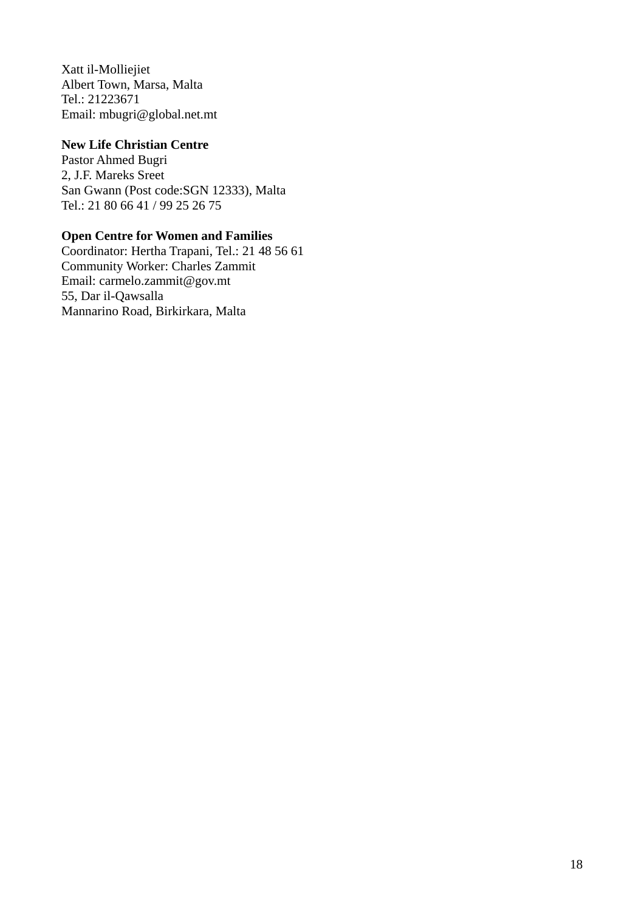Xatt il-Molliejiet
Albert Town, Marsa, Malta
Tel.: 21223671
Email: mbugri@global.net.mt

**New Life Christian Centre**
Pastor Ahmed Bugri
2, J.F. Mareks Sreet
San Gwann (Post code:SGN 12333), Malta
Tel.: 21 80 66 41 / 99 25 26 75

**Open Centre for Women and Families**
Coordinator: Hertha Trapani, Tel.: 21 48 56 61
Community Worker: Charles Zammit
Email: carmelo.zammit@gov.mt
55, Dar il-Qawsalla
Mannarino Road, Birkirkara, Malta